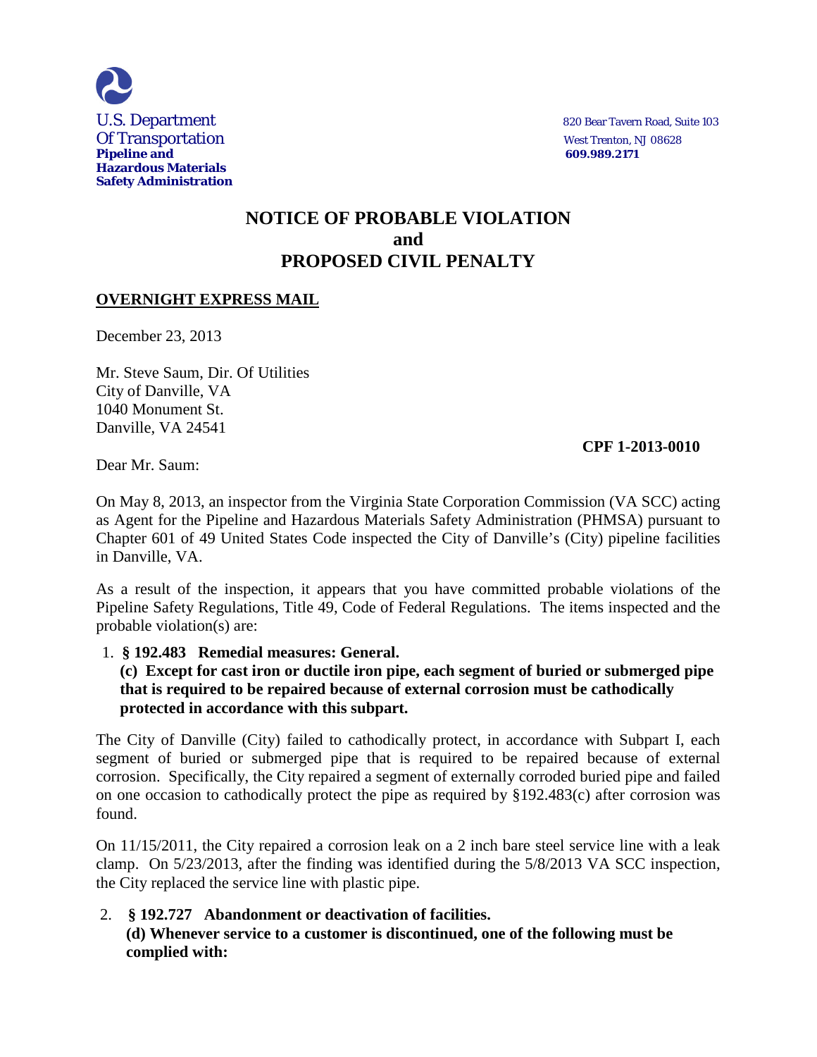U.S. Department
Of Transportation
**Pipeline and Hazardous Materials Safety Administration**

820 Bear Tavern Road, Suite 103
West Trenton, NJ 08628
**609.989.2171**

# NOTICE OF PROBABLE VIOLATION and PROPOSED CIVIL PENALTY

**OVERNIGHT EXPRESS MAIL**

December 23, 2013

Mr. Steve Saum, Dir. Of Utilities
City of Danville, VA
1040 Monument St.
Danville, VA 24541

**CPF 1-2013-0010**

Dear Mr. Saum:

On May 8, 2013, an inspector from the Virginia State Corporation Commission (VA SCC) acting as Agent for the Pipeline and Hazardous Materials Safety Administration (PHMSA) pursuant to Chapter 601 of 49 United States Code inspected the City of Danville's (City) pipeline facilities in Danville, VA.

As a result of the inspection, it appears that you have committed probable violations of the Pipeline Safety Regulations, Title 49, Code of Federal Regulations. The items inspected and the probable violation(s) are:

1. **§ 192.483 Remedial measures: General.**
   **(c) Except for cast iron or ductile iron pipe, each segment of buried or submerged pipe that is required to be repaired because of external corrosion must be cathodically protected in accordance with this subpart.**

The City of Danville (City) failed to cathodically protect, in accordance with Subpart I, each segment of buried or submerged pipe that is required to be repaired because of external corrosion. Specifically, the City repaired a segment of externally corroded buried pipe and failed on one occasion to cathodically protect the pipe as required by §192.483(c) after corrosion was found.

On 11/15/2011, the City repaired a corrosion leak on a 2 inch bare steel service line with a leak clamp. On 5/23/2013, after the finding was identified during the 5/8/2013 VA SCC inspection, the City replaced the service line with plastic pipe.

2. **§ 192.727 Abandonment or deactivation of facilities.**
   **(d) Whenever service to a customer is discontinued, one of the following must be complied with:**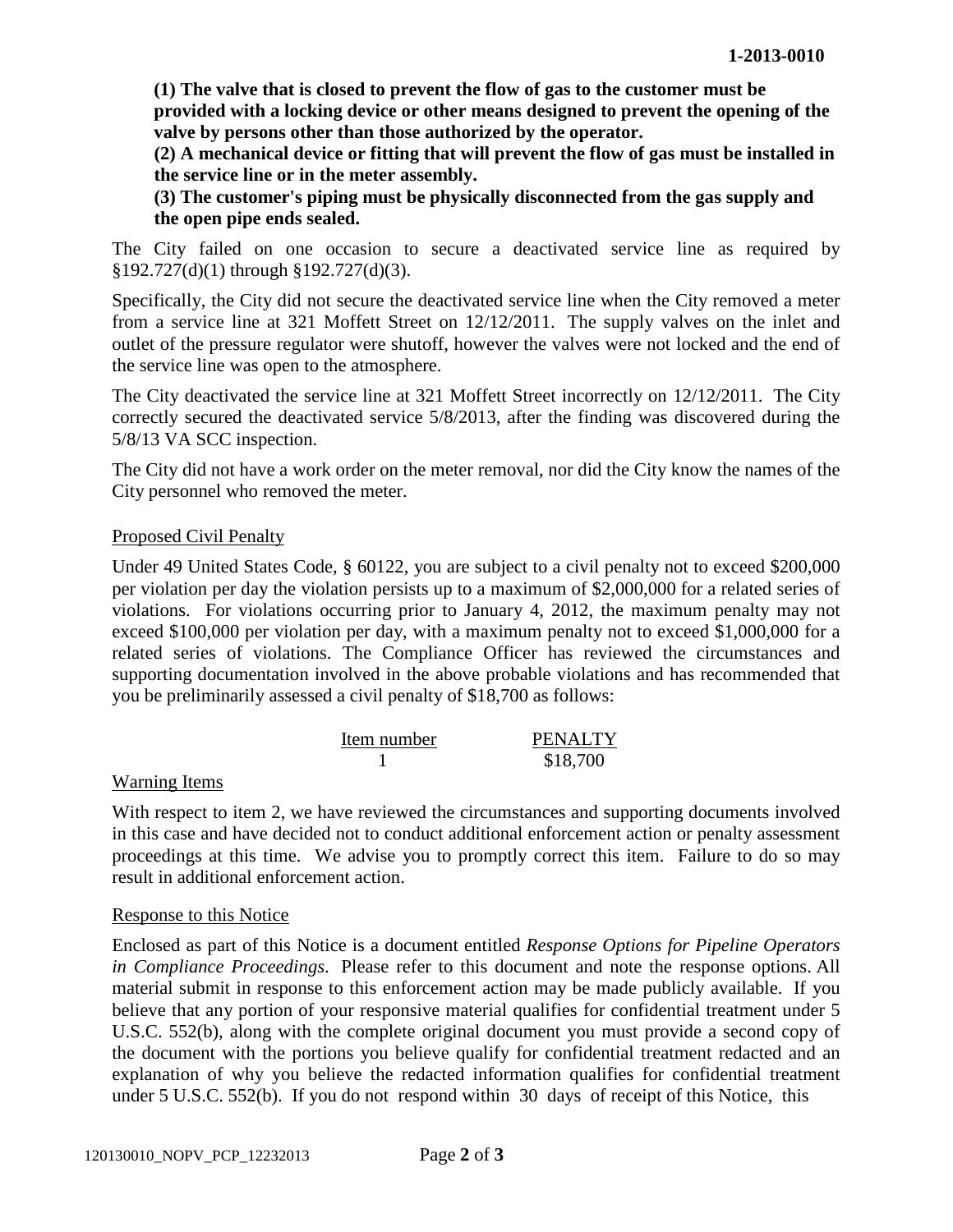**(1) The valve that is closed to prevent the flow of gas to the customer must be provided with a locking device or other means designed to prevent the opening of the valve by persons other than those authorized by the operator.**

**(2) A mechanical device or fitting that will prevent the flow of gas must be installed in the service line or in the meter assembly.**

**(3) The customer's piping must be physically disconnected from the gas supply and the open pipe ends sealed.**

The City failed on one occasion to secure a deactivated service line as required by §192.727(d)(1) through §192.727(d)(3).

Specifically, the City did not secure the deactivated service line when the City removed a meter from a service line at 321 Moffett Street on 12/12/2011. The supply valves on the inlet and outlet of the pressure regulator were shutoff, however the valves were not locked and the end of the service line was open to the atmosphere.

The City deactivated the service line at 321 Moffett Street incorrectly on 12/12/2011. The City correctly secured the deactivated service 5/8/2013, after the finding was discovered during the 5/8/13 VA SCC inspection.

The City did not have a work order on the meter removal, nor did the City know the names of the City personnel who removed the meter.

Proposed Civil Penalty

Under 49 United States Code, § 60122, you are subject to a civil penalty not to exceed $200,000 per violation per day the violation persists up to a maximum of $2,000,000 for a related series of violations. For violations occurring prior to January 4, 2012, the maximum penalty may not exceed $100,000 per violation per day, with a maximum penalty not to exceed $1,000,000 for a related series of violations. The Compliance Officer has reviewed the circumstances and supporting documentation involved in the above probable violations and has recommended that you be preliminarily assessed a civil penalty of $18,700 as follows:

| Item number | PENALTY |
|---|---|
| 1 | $18,700 |

Warning Items

With respect to item 2, we have reviewed the circumstances and supporting documents involved in this case and have decided not to conduct additional enforcement action or penalty assessment proceedings at this time. We advise you to promptly correct this item. Failure to do so may result in additional enforcement action.

Response to this Notice

Enclosed as part of this Notice is a document entitled *Response Options for Pipeline Operators in Compliance Proceedings*. Please refer to this document and note the response options. All material submit in response to this enforcement action may be made publicly available. If you believe that any portion of your responsive material qualifies for confidential treatment under 5 U.S.C. 552(b), along with the complete original document you must provide a second copy of the document with the portions you believe qualify for confidential treatment redacted and an explanation of why you believe the redacted information qualifies for confidential treatment under 5 U.S.C. 552(b). If you do not respond within 30 days of receipt of this Notice, this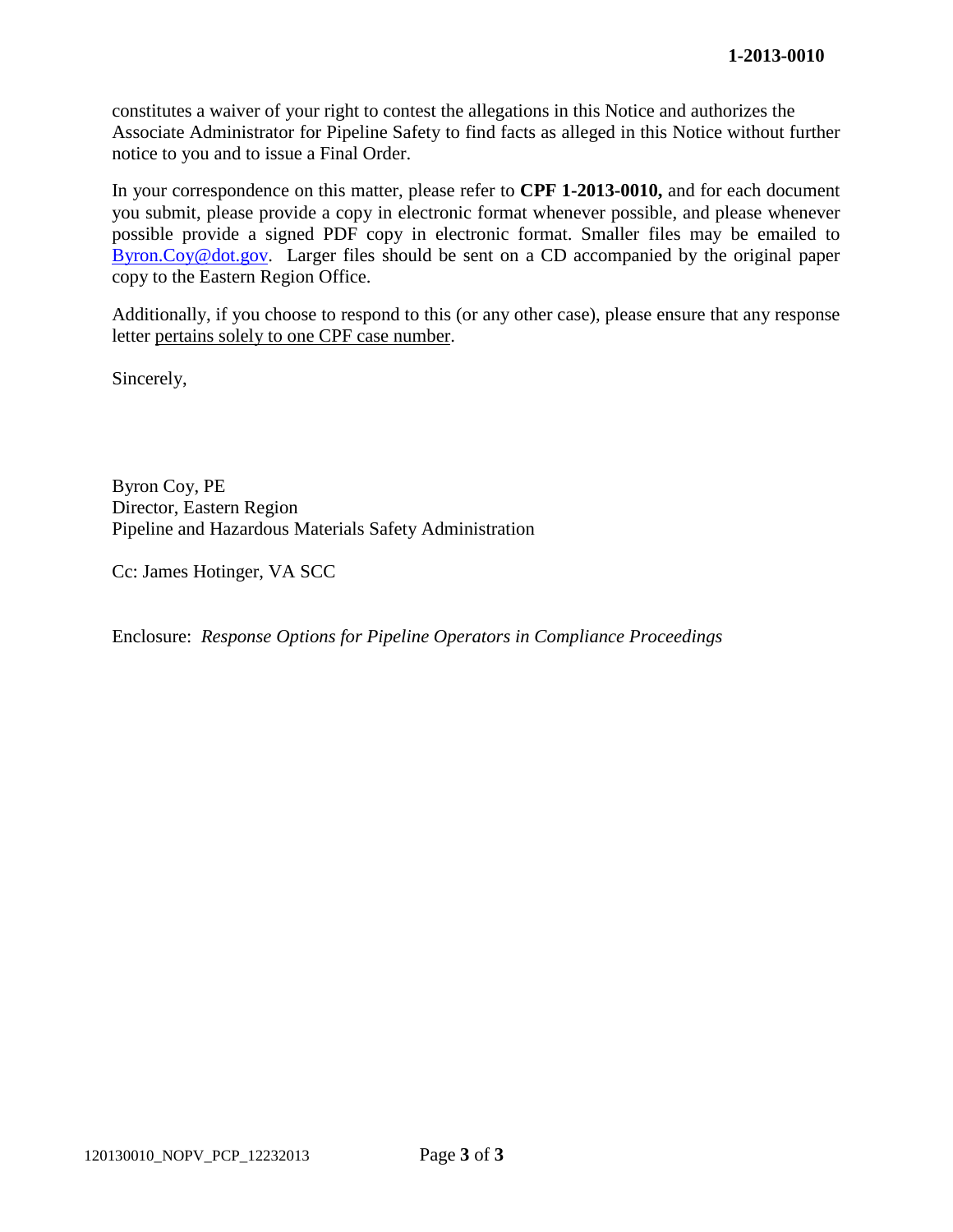constitutes a waiver of your right to contest the allegations in this Notice and authorizes the Associate Administrator for Pipeline Safety to find facts as alleged in this Notice without further notice to you and to issue a Final Order.

In your correspondence on this matter, please refer to **CPF 1-2013-0010,** and for each document you submit, please provide a copy in electronic format whenever possible, and please whenever possible provide a signed PDF copy in electronic format. Smaller files may be emailed to Byron.Coy@dot.gov. Larger files should be sent on a CD accompanied by the original paper copy to the Eastern Region Office.

Additionally, if you choose to respond to this (or any other case), please ensure that any response letter pertains solely to one CPF case number.

Sincerely,

Byron Coy, PE
Director, Eastern Region
Pipeline and Hazardous Materials Safety Administration

Cc: James Hotinger, VA SCC

Enclosure: *Response Options for Pipeline Operators in Compliance Proceedings*